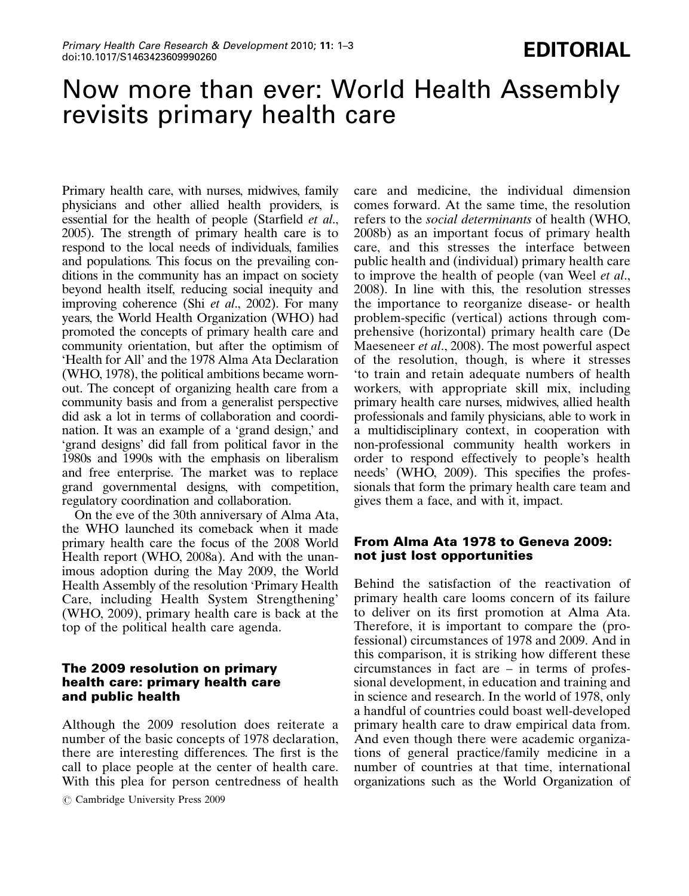EDITORIAL

# Now more than ever: World Health Assembly revisits primary health care

Primary health care, with nurses, midwives, family physicians and other allied health providers, is essential for the health of people (Starfield *et al.*, 2005). The strength of primary health care is to respond to the local needs of individuals, families and populations. This focus on the prevailing conditions in the community has an impact on society beyond health itself, reducing social inequity and improving coherence (Shi *et al.*, 2002). For many years, the World Health Organization (WHO) had promoted the concepts of primary health care and community orientation, but after the optimism of 'Health for All' and the 1978 Alma Ata Declaration (WHO, 1978), the political ambitions became worn-out. The concept of organizing health care from a community basis and from a generalist perspective did ask a lot in terms of collaboration and coordination. It was an example of a 'grand design,' and 'grand designs' did fall from political favor in the 1980s and 1990s with the emphasis on liberalism and free enterprise. The market was to replace grand governmental designs, with competition, regulatory coordination and collaboration.

On the eve of the 30th anniversary of Alma Ata, the WHO launched its comeback when it made primary health care the focus of the 2008 World Health report (WHO, 2008a). And with the unanimous adoption during the May 2009, the World Health Assembly of the resolution 'Primary Health Care, including Health System Strengthening' (WHO, 2009), primary health care is back at the top of the political health care agenda.

## The 2009 resolution on primary health care: primary health care and public health

Although the 2009 resolution does reiterate a number of the basic concepts of 1978 declaration, there are interesting differences. The first is the call to place people at the center of health care. With this plea for person centredness of health care and medicine, the individual dimension comes forward. At the same time, the resolution refers to the *social determinants* of health (WHO, 2008b) as an important focus of primary health care, and this stresses the interface between public health and (individual) primary health care to improve the health of people (van Weel *et al.*, 2008). In line with this, the resolution stresses the importance to reorganize disease- or health problem-specific (vertical) actions through comprehensive (horizontal) primary health care (De Maeseneer *et al.*, 2008). The most powerful aspect of the resolution, though, is where it stresses 'to train and retain adequate numbers of health workers, with appropriate skill mix, including primary health care nurses, midwives, allied health professionals and family physicians, able to work in a multidisciplinary context, in cooperation with non-professional community health workers in order to respond effectively to people's health needs' (WHO, 2009). This specifies the professionals that form the primary health care team and gives them a face, and with it, impact.

## From Alma Ata 1978 to Geneva 2009: not just lost opportunities

Behind the satisfaction of the reactivation of primary health care looms concern of its failure to deliver on its first promotion at Alma Ata. Therefore, it is important to compare the (professional) circumstances of 1978 and 2009. And in this comparison, it is striking how different these circumstances in fact are – in terms of professional development, in education and training and in science and research. In the world of 1978, only a handful of countries could boast well-developed primary health care to draw empirical data from. And even though there were academic organizations of general practice/family medicine in a number of countries at that time, international organizations such as the World Organization of

© Cambridge University Press 2009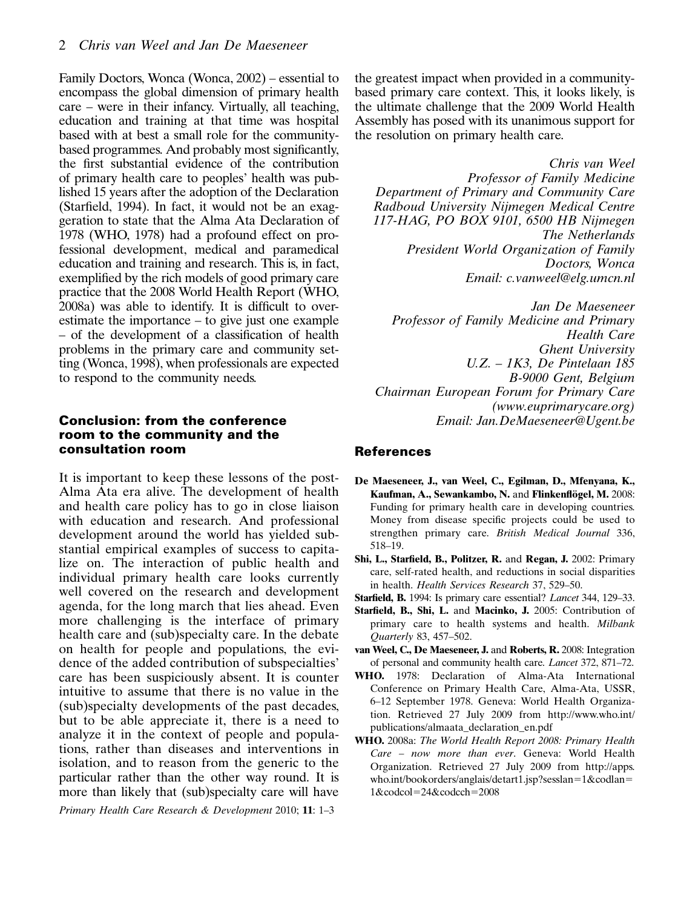Family Doctors, Wonca (Wonca, 2002) – essential to encompass the global dimension of primary health care – were in their infancy. Virtually, all teaching, education and training at that time was hospital based with at best a small role for the community-based programmes. And probably most significantly, the first substantial evidence of the contribution of primary health care to peoples' health was published 15 years after the adoption of the Declaration (Starfield, 1994). In fact, it would not be an exaggeration to state that the Alma Ata Declaration of 1978 (WHO, 1978) had a profound effect on professional development, medical and paramedical education and training and research. This is, in fact, exemplified by the rich models of good primary care practice that the 2008 World Health Report (WHO, 2008a) was able to identify. It is difficult to overestimate the importance – to give just one example – of the development of a classification of health problems in the primary care and community setting (Wonca, 1998), when professionals are expected to respond to the community needs.

## Conclusion: from the conference room to the community and the consultation room

It is important to keep these lessons of the post-Alma Ata era alive. The development of health and health care policy has to go in close liaison with education and research. And professional development around the world has yielded substantial empirical examples of success to capitalize on. The interaction of public health and individual primary health care looks currently well covered on the research and development agenda, for the long march that lies ahead. Even more challenging is the interface of primary health care and (sub)specialty care. In the debate on health for people and populations, the evidence of the added contribution of subspecialties' care has been suspiciously absent. It is counter intuitive to assume that there is no value in the (sub)specialty developments of the past decades, but to be able appreciate it, there is a need to analyze it in the context of people and populations, rather than diseases and interventions in isolation, and to reason from the generic to the particular rather than the other way round. It is more than likely that (sub)specialty care will have the greatest impact when provided in a community-based primary care context. This, it looks likely, is the ultimate challenge that the 2009 World Health Assembly has posed with its unanimous support for the resolution on primary health care.

*Chris van Weel*
*Professor of Family Medicine*
*Department of Primary and Community Care*
*Radboud University Nijmegen Medical Centre*
*117-HAG, PO BOX 9101, 6500 HB Nijmegen*
*The Netherlands*
*President World Organization of Family Doctors, Wonca*
*Email: c.vanweel@elg.umcn.nl*

*Jan De Maeseneer*
*Professor of Family Medicine and Primary Health Care*
*Ghent University*
*U.Z. – 1K3, De Pintelaan 185*
*B-9000 Gent, Belgium*
*Chairman European Forum for Primary Care (www.euprimarycare.org)*
*Email: Jan.DeMaeseneer@Ugent.be*

## References

**De Maeseneer, J., van Weel, C., Egilman, D., Mfenyana, K., Kaufman, A., Sewankambo, N.** and **Flinkenflögel, M.** 2008: Funding for primary health care in developing countries. Money from disease specific projects could be used to strengthen primary care. *British Medical Journal* 336, 518–19.

**Shi, L., Starfield, B., Politzer, R.** and **Regan, J.** 2002: Primary care, self-rated health, and reductions in social disparities in health. *Health Services Research* 37, 529–50.

**Starfield, B.** 1994: Is primary care essential? *Lancet* 344, 129–33.

**Starfield, B., Shi, L.** and **Macinko, J.** 2005: Contribution of primary care to health systems and health. *Milbank Quarterly* 83, 457–502.

**van Weel, C., De Maeseneer, J.** and **Roberts, R.** 2008: Integration of personal and community health care. *Lancet* 372, 871–72.

**WHO.** 1978: Declaration of Alma-Ata International Conference on Primary Health Care, Alma-Ata, USSR, 6–12 September 1978. Geneva: World Health Organization. Retrieved 27 July 2009 from http://www.who.int/publications/almaata_declaration_en.pdf

**WHO.** 2008a: *The World Health Report 2008: Primary Health Care – now more than ever*. Geneva: World Health Organization. Retrieved 27 July 2009 from http://apps.who.int/bookorders/anglais/detart1.jsp?sesslan=1&codlan=1&codcol=24&codcch=2008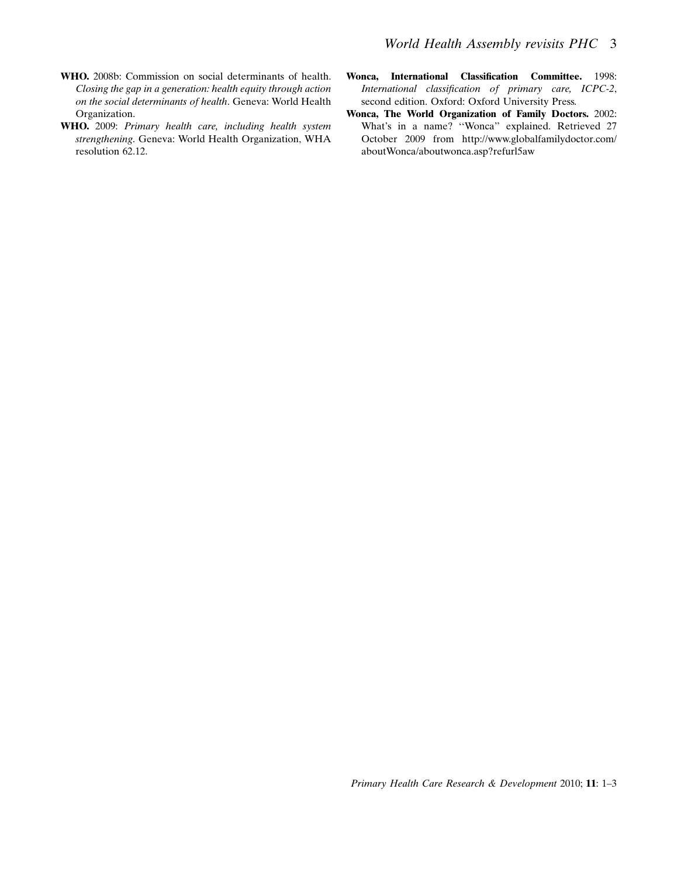**WHO.** 2008b: Commission on social determinants of health. *Closing the gap in a generation: health equity through action on the social determinants of health*. Geneva: World Health Organization.

**WHO.** 2009: *Primary health care, including health system strengthening*. Geneva: World Health Organization, WHA resolution 62.12.

**Wonca, International Classification Committee.** 1998: *International classification of primary care, ICPC-2*, second edition. Oxford: Oxford University Press.

**Wonca, The World Organization of Family Doctors.** 2002: What's in a name? ''Wonca'' explained. Retrieved 27 October 2009 from http://www.globalfamilydoctor.com/aboutWonca/aboutwonca.asp?refurl5aw